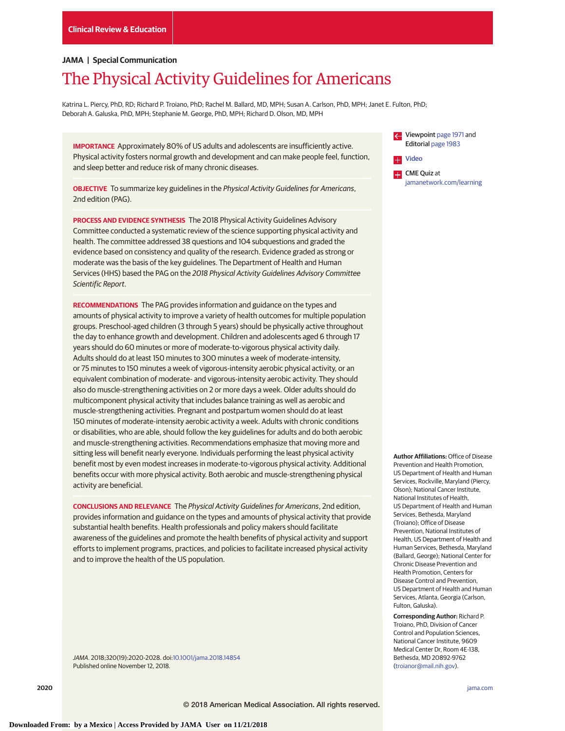Clinical Review & Education

**JAMA | Special Communication**

# The Physical Activity Guidelines for Americans

Katrina L. Piercy, PhD, RD; Richard P. Troiano, PhD; Rachel M. Ballard, MD, MPH; Susan A. Carlson, PhD, MPH; Janet E. Fulton, PhD; Deborah A. Galuska, PhD, MPH; Stephanie M. George, PhD, MPH; Richard D. Olson, MD, MPH

**IMPORTANCE** Approximately 80% of US adults and adolescents are insufficiently active. Physical activity fosters normal growth and development and can make people feel, function, and sleep better and reduce risk of many chronic diseases.

**OBJECTIVE** To summarize key guidelines in the *Physical Activity Guidelines for Americans*, 2nd edition (PAG).

**PROCESS AND EVIDENCE SYNTHESIS** The 2018 Physical Activity Guidelines Advisory Committee conducted a systematic review of the science supporting physical activity and health. The committee addressed 38 questions and 104 subquestions and graded the evidence based on consistency and quality of the research. Evidence graded as strong or moderate was the basis of the key guidelines. The Department of Health and Human Services (HHS) based the PAG on the *2018 Physical Activity Guidelines Advisory Committee Scientific Report*.

**RECOMMENDATIONS** The PAG provides information and guidance on the types and amounts of physical activity to improve a variety of health outcomes for multiple population groups. Preschool-aged children (3 through 5 years) should be physically active throughout the day to enhance growth and development. Children and adolescents aged 6 through 17 years should do 60 minutes or more of moderate-to-vigorous physical activity daily. Adults should do at least 150 minutes to 300 minutes a week of moderate-intensity, or 75 minutes to 150 minutes a week of vigorous-intensity aerobic physical activity, or an equivalent combination of moderate- and vigorous-intensity aerobic activity. They should also do muscle-strengthening activities on 2 or more days a week. Older adults should do multicomponent physical activity that includes balance training as well as aerobic and muscle-strengthening activities. Pregnant and postpartum women should do at least 150 minutes of moderate-intensity aerobic activity a week. Adults with chronic conditions or disabilities, who are able, should follow the key guidelines for adults and do both aerobic and muscle-strengthening activities. Recommendations emphasize that moving more and sitting less will benefit nearly everyone. Individuals performing the least physical activity benefit most by even modest increases in moderate-to-vigorous physical activity. Additional benefits occur with more physical activity. Both aerobic and muscle-strengthening physical activity are beneficial.

**CONCLUSIONS AND RELEVANCE** The *Physical Activity Guidelines for Americans*, 2nd edition, provides information and guidance on the types and amounts of physical activity that provide substantial health benefits. Health professionals and policy makers should facilitate awareness of the guidelines and promote the health benefits of physical activity and support efforts to implement programs, practices, and policies to facilitate increased physical activity and to improve the health of the US population.

*JAMA*. 2018;320(19):2020-2028. doi:10.1001/jama.2018.14854
Published online November 12, 2018.

Viewpoint page 1971 and Editorial page 1983

Video

CME Quiz at jamanetwork.com/learning

**Author Affiliations:** Office of Disease Prevention and Health Promotion, US Department of Health and Human Services, Rockville, Maryland (Piercy, Olson); National Cancer Institute, National Institutes of Health, US Department of Health and Human Services, Bethesda, Maryland (Troiano); Office of Disease Prevention, National Institutes of Health, US Department of Health and Human Services, Bethesda, Maryland (Ballard, George); National Center for Chronic Disease Prevention and Health Promotion, Centers for Disease Control and Prevention, US Department of Health and Human Services, Atlanta, Georgia (Carlson, Fulton, Galuska).

**Corresponding Author:** Richard P. Troiano, PhD, Division of Cancer Control and Population Sciences, National Cancer Institute, 9609 Medical Center Dr, Room 4E-138, Bethesda, MD 20892-9762 (troianor@mail.nih.gov).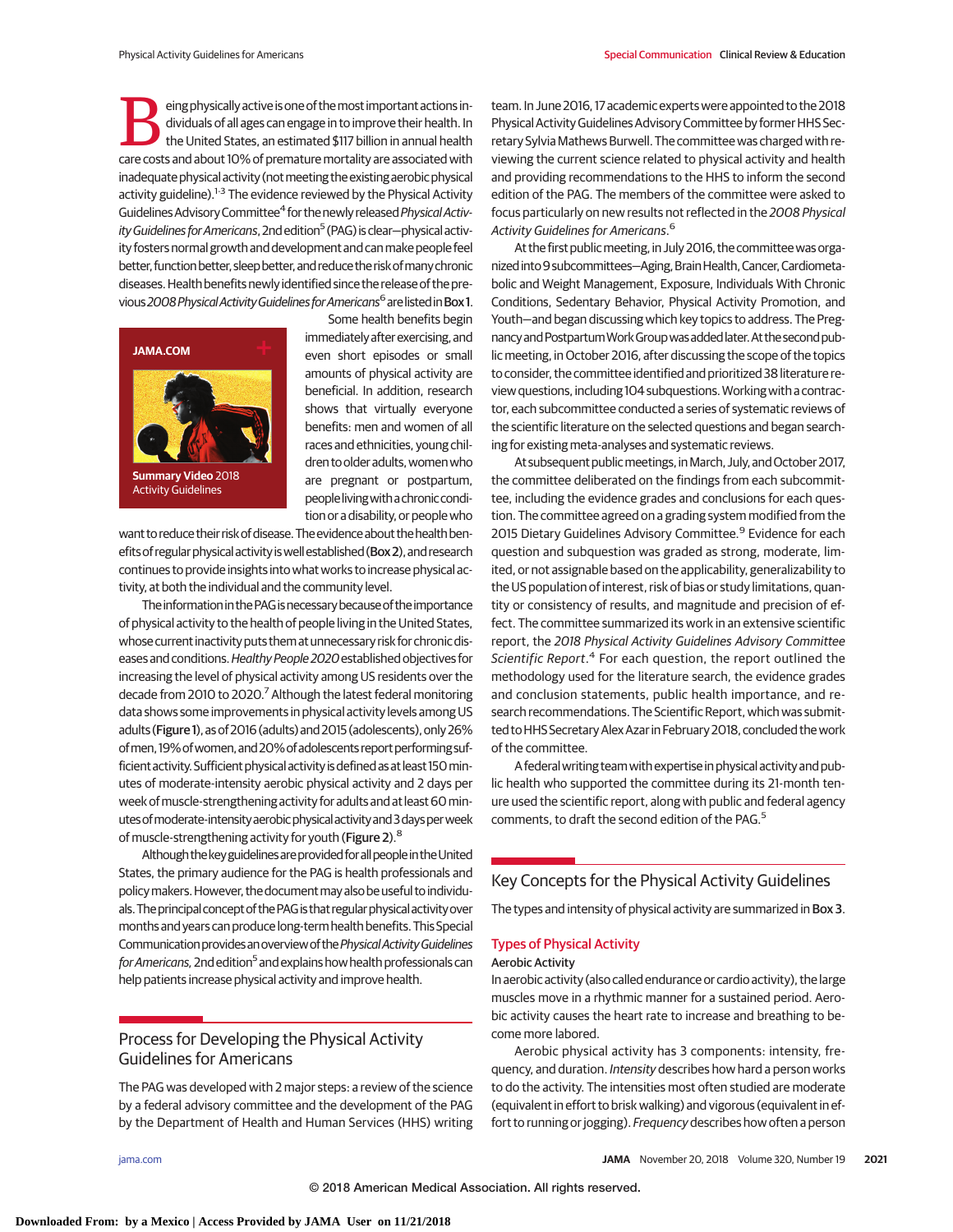Being physically active is one of the most important actions individuals of all ages can engage in to improve their health. In the United States, an estimated \$117 billion in annual health care costs and about 10% of premature mortality are associated with inadequate physical activity (not meeting the existing aerobic physical activity guideline).[1-3] The evidence reviewed by the Physical Activity Guidelines Advisory Committee[4] for the newly released *Physical Activity Guidelines for Americans*, 2nd edition[5] (PAG) is clear—physical activity fosters normal growth and development and can make people feel better, function better, sleep better, and reduce the risk of many chronic diseases. Health benefits newly identified since the release of the previous *2008 Physical Activity Guidelines for Americans*[6] are listed in **Box 1**.

JAMA.COM

**Summary Video** 2018 Activity Guidelines

Some health benefits begin immediately after exercising, and even short episodes or small amounts of physical activity are beneficial. In addition, research shows that virtually everyone benefits: men and women of all races and ethnicities, young children to older adults, women who are pregnant or postpartum, people living with a chronic condition or a disability, or people who want to reduce their risk of disease. The evidence about the health benefits of regular physical activity is well established (**Box 2**), and research continues to provide insights into what works to increase physical activity, at both the individual and the community level.

The information in the PAG is necessary because of the importance of physical activity to the health of people living in the United States, whose current inactivity puts them at unnecessary risk for chronic diseases and conditions. *Healthy People 2020* established objectives for increasing the level of physical activity among US residents over the decade from 2010 to 2020.[7] Although the latest federal monitoring data shows some improvements in physical activity levels among US adults (**Figure 1**), as of 2016 (adults) and 2015 (adolescents), only 26% of men, 19% of women, and 20% of adolescents report performing sufficient activity. Sufficient physical activity is defined as at least 150 minutes of moderate-intensity aerobic physical activity and 2 days per week of muscle-strengthening activity for adults and at least 60 minutes of moderate-intensity aerobic physical activity and 3 days per week of muscle-strengthening activity for youth (**Figure 2**).[8]

Although the key guidelines are provided for all people in the United States, the primary audience for the PAG is health professionals and policy makers. However, the document may also be useful to individuals. The principal concept of the PAG is that regular physical activity over months and years can produce long-term health benefits. This Special Communication provides an overview of the *Physical Activity Guidelines for Americans*, 2nd edition[5] and explains how health professionals can help patients increase physical activity and improve health.

## Process for Developing the Physical Activity Guidelines for Americans

The PAG was developed with 2 major steps: a review of the science by a federal advisory committee and the development of the PAG by the Department of Health and Human Services (HHS) writing team. In June 2016, 17 academic experts were appointed to the 2018 Physical Activity Guidelines Advisory Committee by former HHS Secretary Sylvia Mathews Burwell. The committee was charged with reviewing the current science related to physical activity and health and providing recommendations to the HHS to inform the second edition of the PAG. The members of the committee were asked to focus particularly on new results not reflected in the *2008 Physical Activity Guidelines for Americans*.[6]

At the first public meeting, in July 2016, the committee was organized into 9 subcommittees—Aging, Brain Health, Cancer, Cardiometabolic and Weight Management, Exposure, Individuals With Chronic Conditions, Sedentary Behavior, Physical Activity Promotion, and Youth—and began discussing which key topics to address. The Pregnancy and Postpartum Work Group was added later. At the second public meeting, in October 2016, after discussing the scope of the topics to consider, the committee identified and prioritized 38 literature review questions, including 104 subquestions. Working with a contractor, each subcommittee conducted a series of systematic reviews of the scientific literature on the selected questions and began searching for existing meta-analyses and systematic reviews.

At subsequent public meetings, in March, July, and October 2017, the committee deliberated on the findings from each subcommittee, including the evidence grades and conclusions for each question. The committee agreed on a grading system modified from the 2015 Dietary Guidelines Advisory Committee.[9] Evidence for each question and subquestion was graded as strong, moderate, limited, or not assignable based on the applicability, generalizability to the US population of interest, risk of bias or study limitations, quantity or consistency of results, and magnitude and precision of effect. The committee summarized its work in an extensive scientific report, the *2018 Physical Activity Guidelines Advisory Committee Scientific Report*.[4] For each question, the report outlined the methodology used for the literature search, the evidence grades and conclusion statements, public health importance, and research recommendations. The Scientific Report, which was submitted to HHS Secretary Alex Azar in February 2018, concluded the work of the committee.

A federal writing team with expertise in physical activity and public health who supported the committee during its 21-month tenure used the scientific report, along with public and federal agency comments, to draft the second edition of the PAG.[5]

## Key Concepts for the Physical Activity Guidelines

The types and intensity of physical activity are summarized in **Box 3**.

### Types of Physical Activity

#### Aerobic Activity

In aerobic activity (also called endurance or cardio activity), the large muscles move in a rhythmic manner for a sustained period. Aerobic activity causes the heart rate to increase and breathing to become more labored.

Aerobic physical activity has 3 components: intensity, frequency, and duration. *Intensity* describes how hard a person works to do the activity. The intensities most often studied are moderate (equivalent in effort to brisk walking) and vigorous (equivalent in effort to running or jogging). *Frequency* describes how often a person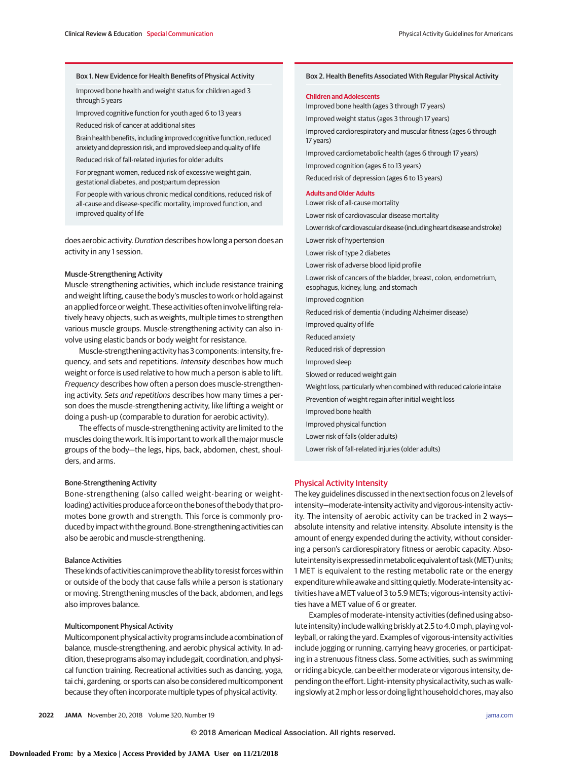**Box 1. New Evidence for Health Benefits of Physical Activity**

- Improved bone health and weight status for children aged 3 through 5 years
- Improved cognitive function for youth aged 6 to 13 years
- Reduced risk of cancer at additional sites
- Brain health benefits, including improved cognitive function, reduced anxiety and depression risk, and improved sleep and quality of life
- Reduced risk of fall-related injuries for older adults
- For pregnant women, reduced risk of excessive weight gain, gestational diabetes, and postpartum depression
- For people with various chronic medical conditions, reduced risk of all-cause and disease-specific mortality, improved function, and improved quality of life

does aerobic activity. *Duration* describes how long a person does an activity in any 1 session.

### Muscle-Strengthening Activity

Muscle-strengthening activities, which include resistance training and weight lifting, cause the body's muscles to work or hold against an applied force or weight. These activities often involve lifting relatively heavy objects, such as weights, multiple times to strengthen various muscle groups. Muscle-strengthening activity can also involve using elastic bands or body weight for resistance.

Muscle-strengthening activity has 3 components: intensity, frequency, and sets and repetitions. *Intensity* describes how much weight or force is used relative to how much a person is able to lift. *Frequency* describes how often a person does muscle-strengthening activity. *Sets and repetitions* describes how many times a person does the muscle-strengthening activity, like lifting a weight or doing a push-up (comparable to duration for aerobic activity).

The effects of muscle-strengthening activity are limited to the muscles doing the work. It is important to work all the major muscle groups of the body—the legs, hips, back, abdomen, chest, shoulders, and arms.

### Bone-Strengthening Activity

Bone-strengthening (also called weight-bearing or weight-loading) activities produce a force on the bones of the body that promotes bone growth and strength. This force is commonly produced by impact with the ground. Bone-strengthening activities can also be aerobic and muscle-strengthening.

### Balance Activities

These kinds of activities can improve the ability to resist forces within or outside of the body that cause falls while a person is stationary or moving. Strengthening muscles of the back, abdomen, and legs also improves balance.

### Multicomponent Physical Activity

Multicomponent physical activity programs include a combination of balance, muscle-strengthening, and aerobic physical activity. In addition, these programs also may include gait, coordination, and physical function training. Recreational activities such as dancing, yoga, tai chi, gardening, or sports can also be considered multicomponent because they often incorporate multiple types of physical activity.

**Box 2. Health Benefits Associated With Regular Physical Activity**

**Children and Adolescents**

- Improved bone health (ages 3 through 17 years)
- Improved weight status (ages 3 through 17 years)
- Improved cardiorespiratory and muscular fitness (ages 6 through 17 years)
- Improved cardiometabolic health (ages 6 through 17 years)
- Improved cognition (ages 6 to 13 years)
- Reduced risk of depression (ages 6 to 13 years)

**Adults and Older Adults**

- Lower risk of all-cause mortality
- Lower risk of cardiovascular disease mortality
- Lower risk of cardiovascular disease (including heart disease and stroke)
- Lower risk of hypertension
- Lower risk of type 2 diabetes
- Lower risk of adverse blood lipid profile
- Lower risk of cancers of the bladder, breast, colon, endometrium, esophagus, kidney, lung, and stomach
- Improved cognition
- Reduced risk of dementia (including Alzheimer disease)
- Improved quality of life
- Reduced anxiety
- Reduced risk of depression
- Improved sleep
- Slowed or reduced weight gain
- Weight loss, particularly when combined with reduced calorie intake
- Prevention of weight regain after initial weight loss
- Improved bone health
- Improved physical function
- Lower risk of falls (older adults)
- Lower risk of fall-related injuries (older adults)

## Physical Activity Intensity

The key guidelines discussed in the next section focus on 2 levels of intensity—moderate-intensity activity and vigorous-intensity activity. The intensity of aerobic activity can be tracked in 2 ways—absolute intensity and relative intensity. Absolute intensity is the amount of energy expended during the activity, without considering a person's cardiorespiratory fitness or aerobic capacity. Absolute intensity is expressed in metabolic equivalent of task (MET) units; 1 MET is equivalent to the resting metabolic rate or the energy expenditure while awake and sitting quietly. Moderate-intensity activities have a MET value of 3 to 5.9 METs; vigorous-intensity activities have a MET value of 6 or greater.

Examples of moderate-intensity activities (defined using absolute intensity) include walking briskly at 2.5 to 4.0 mph, playing volleyball, or raking the yard. Examples of vigorous-intensity activities include jogging or running, carrying heavy groceries, or participating in a strenuous fitness class. Some activities, such as swimming or riding a bicycle, can be either moderate or vigorous intensity, depending on the effort. Light-intensity physical activity, such as walking slowly at 2 mph or less or doing light household chores, may also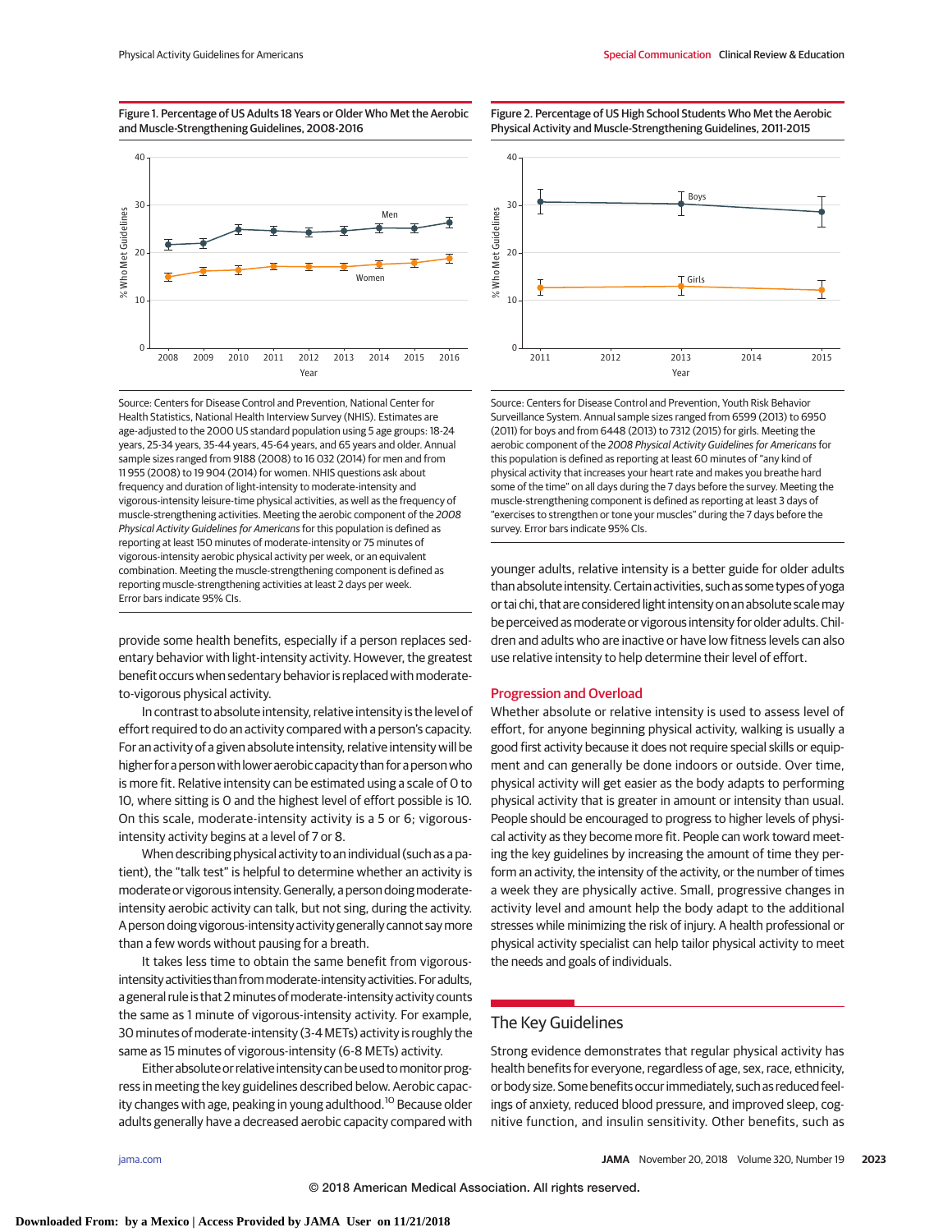Figure 1. Percentage of US Adults 18 Years or Older Who Met the Aerobic and Muscle-Strengthening Guidelines, 2008-2016

40
30
20
10
0
% Who Met Guidelines
Men
Women
2008
2009
2010
2011
2012
2013
2014
2015
2016
Year

Source: Centers for Disease Control and Prevention, National Center for Health Statistics, National Health Interview Survey (NHIS). Estimates are age-adjusted to the 2000 US standard population using 5 age groups: 18-24 years, 25-34 years, 35-44 years, 45-64 years, and 65 years and older. Annual sample sizes ranged from 9188 (2008) to 16 032 (2014) for men and from 11 955 (2008) to 19 904 (2014) for women. NHIS questions ask about frequency and duration of light-intensity to moderate-intensity and vigorous-intensity leisure-time physical activities, as well as the frequency of muscle-strengthening activities. Meeting the aerobic component of the *2008 Physical Activity Guidelines for Americans* for this population is defined as reporting at least 150 minutes of moderate-intensity or 75 minutes of vigorous-intensity aerobic physical activity per week, or an equivalent combination. Meeting the muscle-strengthening component is defined as reporting muscle-strengthening activities at least 2 days per week. Error bars indicate 95% CIs.

Figure 2. Percentage of US High School Students Who Met the Aerobic Physical Activity and Muscle-Strengthening Guidelines, 2011-2015

40
30
20
10
0
% Who Met Guidelines
Boys
Girls
2011
2012
2013
2014
2015
Year

Source: Centers for Disease Control and Prevention, Youth Risk Behavior Surveillance System. Annual sample sizes ranged from 6599 (2013) to 6950 (2011) for boys and from 6448 (2013) to 7312 (2015) for girls. Meeting the aerobic component of the *2008 Physical Activity Guidelines for Americans* for this population is defined as reporting at least 60 minutes of "any kind of physical activity that increases your heart rate and makes you breathe hard some of the time" on all days during the 7 days before the survey. Meeting the muscle-strengthening component is defined as reporting at least 3 days of "exercises to strengthen or tone your muscles" during the 7 days before the survey. Error bars indicate 95% CIs.

provide some health benefits, especially if a person replaces sedentary behavior with light-intensity activity. However, the greatest benefit occurs when sedentary behavior is replaced with moderate-to-vigorous physical activity.

In contrast to absolute intensity, relative intensity is the level of effort required to do an activity compared with a person's capacity. For an activity of a given absolute intensity, relative intensity will be higher for a person with lower aerobic capacity than for a person who is more fit. Relative intensity can be estimated using a scale of 0 to 10, where sitting is 0 and the highest level of effort possible is 10. On this scale, moderate-intensity activity is a 5 or 6; vigorous-intensity activity begins at a level of 7 or 8.

When describing physical activity to an individual (such as a patient), the "talk test" is helpful to determine whether an activity is moderate or vigorous intensity. Generally, a person doing moderate-intensity aerobic activity can talk, but not sing, during the activity. A person doing vigorous-intensity activity generally cannot say more than a few words without pausing for a breath.

It takes less time to obtain the same benefit from vigorous-intensity activities than from moderate-intensity activities. For adults, a general rule is that 2 minutes of moderate-intensity activity counts the same as 1 minute of vigorous-intensity activity. For example, 30 minutes of moderate-intensity (3-4 METs) activity is roughly the same as 15 minutes of vigorous-intensity (6-8 METs) activity.

Either absolute or relative intensity can be used to monitor progress in meeting the key guidelines described below. Aerobic capacity changes with age, peaking in young adulthood.[10] Because older adults generally have a decreased aerobic capacity compared with younger adults, relative intensity is a better guide for older adults than absolute intensity. Certain activities, such as some types of yoga or tai chi, that are considered light intensity on an absolute scale may be perceived as moderate or vigorous intensity for older adults. Children and adults who are inactive or have low fitness levels can also use relative intensity to help determine their level of effort.

### Progression and Overload

Whether absolute or relative intensity is used to assess level of effort, for anyone beginning physical activity, walking is usually a good first activity because it does not require special skills or equipment and can generally be done indoors or outside. Over time, physical activity will get easier as the body adapts to performing physical activity that is greater in amount or intensity than usual. People should be encouraged to progress to higher levels of physical activity as they become more fit. People can work toward meeting the key guidelines by increasing the amount of time they perform an activity, the intensity of the activity, or the number of times a week they are physically active. Small, progressive changes in activity level and amount help the body adapt to the additional stresses while minimizing the risk of injury. A health professional or physical activity specialist can help tailor physical activity to meet the needs and goals of individuals.

## The Key Guidelines

Strong evidence demonstrates that regular physical activity has health benefits for everyone, regardless of age, sex, race, ethnicity, or body size. Some benefits occur immediately, such as reduced feelings of anxiety, reduced blood pressure, and improved sleep, cognitive function, and insulin sensitivity. Other benefits, such as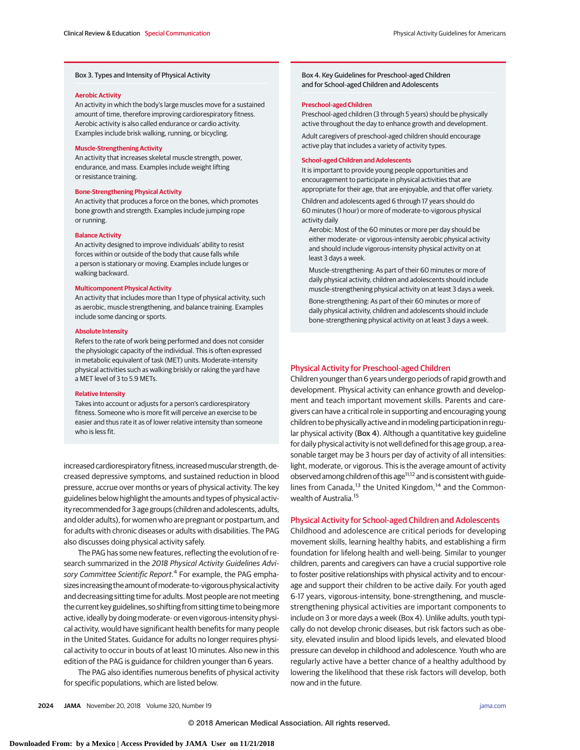### Box 3. Types and Intensity of Physical Activity

**Aerobic Activity**
An activity in which the body's large muscles move for a sustained amount of time, therefore improving cardiorespiratory fitness. Aerobic activity is also called endurance or cardio activity. Examples include brisk walking, running, or bicycling.

**Muscle-Strengthening Activity**
An activity that increases skeletal muscle strength, power, endurance, and mass. Examples include weight lifting or resistance training.

**Bone-Strengthening Physical Activity**
An activity that produces a force on the bones, which promotes bone growth and strength. Examples include jumping rope or running.

**Balance Activity**
An activity designed to improve individuals' ability to resist forces within or outside of the body that cause falls while a person is stationary or moving. Examples include lunges or walking backward.

**Multicomponent Physical Activity**
An activity that includes more than 1 type of physical activity, such as aerobic, muscle strengthening, and balance training. Examples include some dancing or sports.

**Absolute Intensity**
Refers to the rate of work being performed and does not consider the physiologic capacity of the individual. This is often expressed in metabolic equivalent of task (MET) units. Moderate-intensity physical activities such as walking briskly or raking the yard have a MET level of 3 to 5.9 METs.

**Relative Intensity**
Takes into account or adjusts for a person's cardiorespiratory fitness. Someone who is more fit will perceive an exercise to be easier and thus rate it as of lower relative intensity than someone who is less fit.

increased cardiorespiratory fitness, increased muscular strength, decreased depressive symptoms, and sustained reduction in blood pressure, accrue over months or years of physical activity. The key guidelines below highlight the amounts and types of physical activity recommended for 3 age groups (children and adolescents, adults, and older adults), for women who are pregnant or postpartum, and for adults with chronic diseases or adults with disabilities. The PAG also discusses doing physical activity safely.

The PAG has some new features, reflecting the evolution of research summarized in the *2018 Physical Activity Guidelines Advisory Committee Scientific Report*.[4] For example, the PAG emphasizes increasing the amount of moderate-to-vigorous physical activity and decreasing sitting time for adults. Most people are not meeting the current key guidelines, so shifting from sitting time to being more active, ideally by doing moderate- or even vigorous-intensity physical activity, would have significant health benefits for many people in the United States. Guidance for adults no longer requires physical activity to occur in bouts of at least 10 minutes. Also new in this edition of the PAG is guidance for children younger than 6 years.

The PAG also identifies numerous benefits of physical activity for specific populations, which are listed below.

### Box 4. Key Guidelines for Preschool-aged Children and for School-aged Children and Adolescents

**Preschool-aged Children**
Preschool-aged children (3 through 5 years) should be physically active throughout the day to enhance growth and development.

Adult caregivers of preschool-aged children should encourage active play that includes a variety of activity types.

**School-aged Children and Adolescents**
It is important to provide young people opportunities and encouragement to participate in physical activities that are appropriate for their age, that are enjoyable, and that offer variety.

Children and adolescents aged 6 through 17 years should do 60 minutes (1 hour) or more of moderate-to-vigorous physical activity daily

- Aerobic: Most of the 60 minutes or more per day should be either moderate- or vigorous-intensity aerobic physical activity and should include vigorous-intensity physical activity on at least 3 days a week.
- Muscle-strengthening: As part of their 60 minutes or more of daily physical activity, children and adolescents should include muscle-strengthening physical activity on at least 3 days a week.
- Bone-strengthening: As part of their 60 minutes or more of daily physical activity, children and adolescents should include bone-strengthening physical activity on at least 3 days a week.

## Physical Activity for Preschool-aged Children

Children younger than 6 years undergo periods of rapid growth and development. Physical activity can enhance growth and development and teach important movement skills. Parents and caregivers can have a critical role in supporting and encouraging young children to be physically active and in modeling participation in regular physical activity (Box 4). Although a quantitative key guideline for daily physical activity is not well defined for this age group, a reasonable target may be 3 hours per day of activity of all intensities: light, moderate, or vigorous. This is the average amount of activity observed among children of this age[11,12] and is consistent with guidelines from Canada,[13] the United Kingdom,[14] and the Commonwealth of Australia.[15]

## Physical Activity for School-aged Children and Adolescents

Childhood and adolescence are critical periods for developing movement skills, learning healthy habits, and establishing a firm foundation for lifelong health and well-being. Similar to younger children, parents and caregivers can have a crucial supportive role to foster positive relationships with physical activity and to encourage and support their children to be active daily. For youth aged 6-17 years, vigorous-intensity, bone-strengthening, and muscle-strengthening physical activities are important components to include on 3 or more days a week (Box 4). Unlike adults, youth typically do not develop chronic diseases, but risk factors such as obesity, elevated insulin and blood lipids levels, and elevated blood pressure can develop in childhood and adolescence. Youth who are regularly active have a better chance of a healthy adulthood by lowering the likelihood that these risk factors will develop, both now and in the future.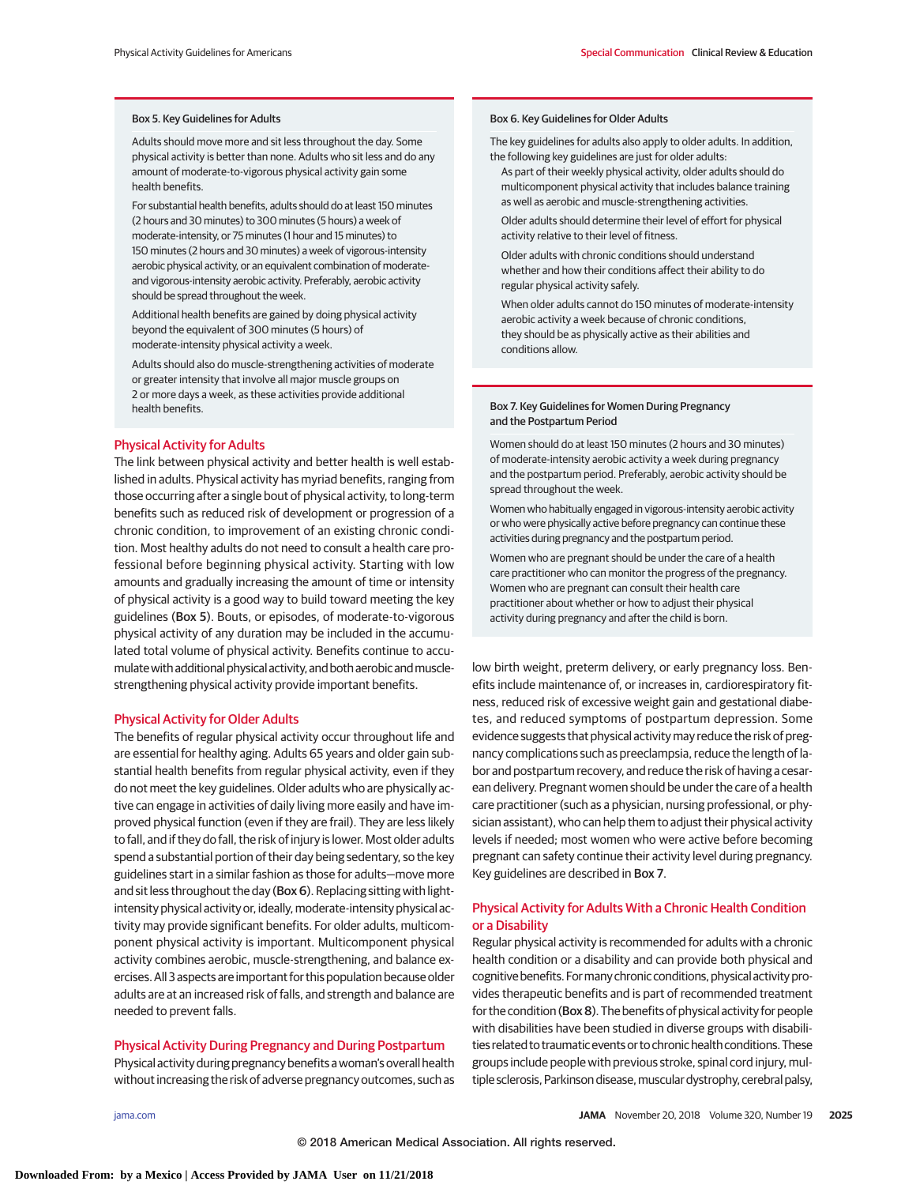### Box 5. Key Guidelines for Adults

Adults should move more and sit less throughout the day. Some physical activity is better than none. Adults who sit less and do any amount of moderate-to-vigorous physical activity gain some health benefits.

For substantial health benefits, adults should do at least 150 minutes (2 hours and 30 minutes) to 300 minutes (5 hours) a week of moderate-intensity, or 75 minutes (1 hour and 15 minutes) to 150 minutes (2 hours and 30 minutes) a week of vigorous-intensity aerobic physical activity, or an equivalent combination of moderate- and vigorous-intensity aerobic activity. Preferably, aerobic activity should be spread throughout the week.

Additional health benefits are gained by doing physical activity beyond the equivalent of 300 minutes (5 hours) of moderate-intensity physical activity a week.

Adults should also do muscle-strengthening activities of moderate or greater intensity that involve all major muscle groups on 2 or more days a week, as these activities provide additional health benefits.

## Physical Activity for Adults

The link between physical activity and better health is well established in adults. Physical activity has myriad benefits, ranging from those occurring after a single bout of physical activity, to long-term benefits such as reduced risk of development or progression of a chronic condition, to improvement of an existing chronic condition. Most healthy adults do not need to consult a health care professional before beginning physical activity. Starting with low amounts and gradually increasing the amount of time or intensity of physical activity is a good way to build toward meeting the key guidelines (Box 5). Bouts, or episodes, of moderate-to-vigorous physical activity of any duration may be included in the accumulated total volume of physical activity. Benefits continue to accumulate with additional physical activity, and both aerobic and muscle-strengthening physical activity provide important benefits.

## Physical Activity for Older Adults

The benefits of regular physical activity occur throughout life and are essential for healthy aging. Adults 65 years and older gain substantial health benefits from regular physical activity, even if they do not meet the key guidelines. Older adults who are physically active can engage in activities of daily living more easily and have improved physical function (even if they are frail). They are less likely to fall, and if they do fall, the risk of injury is lower. Most older adults spend a substantial portion of their day being sedentary, so the key guidelines start in a similar fashion as those for adults—move more and sit less throughout the day (Box 6). Replacing sitting with light-intensity physical activity or, ideally, moderate-intensity physical activity may provide significant benefits. For older adults, multicomponent physical activity is important. Multicomponent physical activity combines aerobic, muscle-strengthening, and balance exercises. All 3 aspects are important for this population because older adults are at an increased risk of falls, and strength and balance are needed to prevent falls.

## Physical Activity During Pregnancy and During Postpartum

Physical activity during pregnancy benefits a woman's overall health without increasing the risk of adverse pregnancy outcomes, such as low birth weight, preterm delivery, or early pregnancy loss. Benefits include maintenance of, or increases in, cardiorespiratory fitness, reduced risk of excessive weight gain and gestational diabetes, and reduced symptoms of postpartum depression. Some evidence suggests that physical activity may reduce the risk of pregnancy complications such as preeclampsia, reduce the length of labor and postpartum recovery, and reduce the risk of having a cesarean delivery. Pregnant women should be under the care of a health care practitioner (such as a physician, nursing professional, or physician assistant), who can help them to adjust their physical activity levels if needed; most women who were active before becoming pregnant can safety continue their activity level during pregnancy. Key guidelines are described in Box 7.

### Box 6. Key Guidelines for Older Adults

The key guidelines for adults also apply to older adults. In addition, the following key guidelines are just for older adults:

- As part of their weekly physical activity, older adults should do multicomponent physical activity that includes balance training as well as aerobic and muscle-strengthening activities.
- Older adults should determine their level of effort for physical activity relative to their level of fitness.
- Older adults with chronic conditions should understand whether and how their conditions affect their ability to do regular physical activity safely.
- When older adults cannot do 150 minutes of moderate-intensity aerobic activity a week because of chronic conditions, they should be as physically active as their abilities and conditions allow.

### Box 7. Key Guidelines for Women During Pregnancy and the Postpartum Period

Women should do at least 150 minutes (2 hours and 30 minutes) of moderate-intensity aerobic activity a week during pregnancy and the postpartum period. Preferably, aerobic activity should be spread throughout the week.

Women who habitually engaged in vigorous-intensity aerobic activity or who were physically active before pregnancy can continue these activities during pregnancy and the postpartum period.

Women who are pregnant should be under the care of a health care practitioner who can monitor the progress of the pregnancy. Women who are pregnant can consult their health care practitioner about whether or how to adjust their physical activity during pregnancy and after the child is born.

## Physical Activity for Adults With a Chronic Health Condition or a Disability

Regular physical activity is recommended for adults with a chronic health condition or a disability and can provide both physical and cognitive benefits. For many chronic conditions, physical activity provides therapeutic benefits and is part of recommended treatment for the condition (Box 8). The benefits of physical activity for people with disabilities have been studied in diverse groups with disabilities related to traumatic events or to chronic health conditions. These groups include people with previous stroke, spinal cord injury, multiple sclerosis, Parkinson disease, muscular dystrophy, cerebral palsy,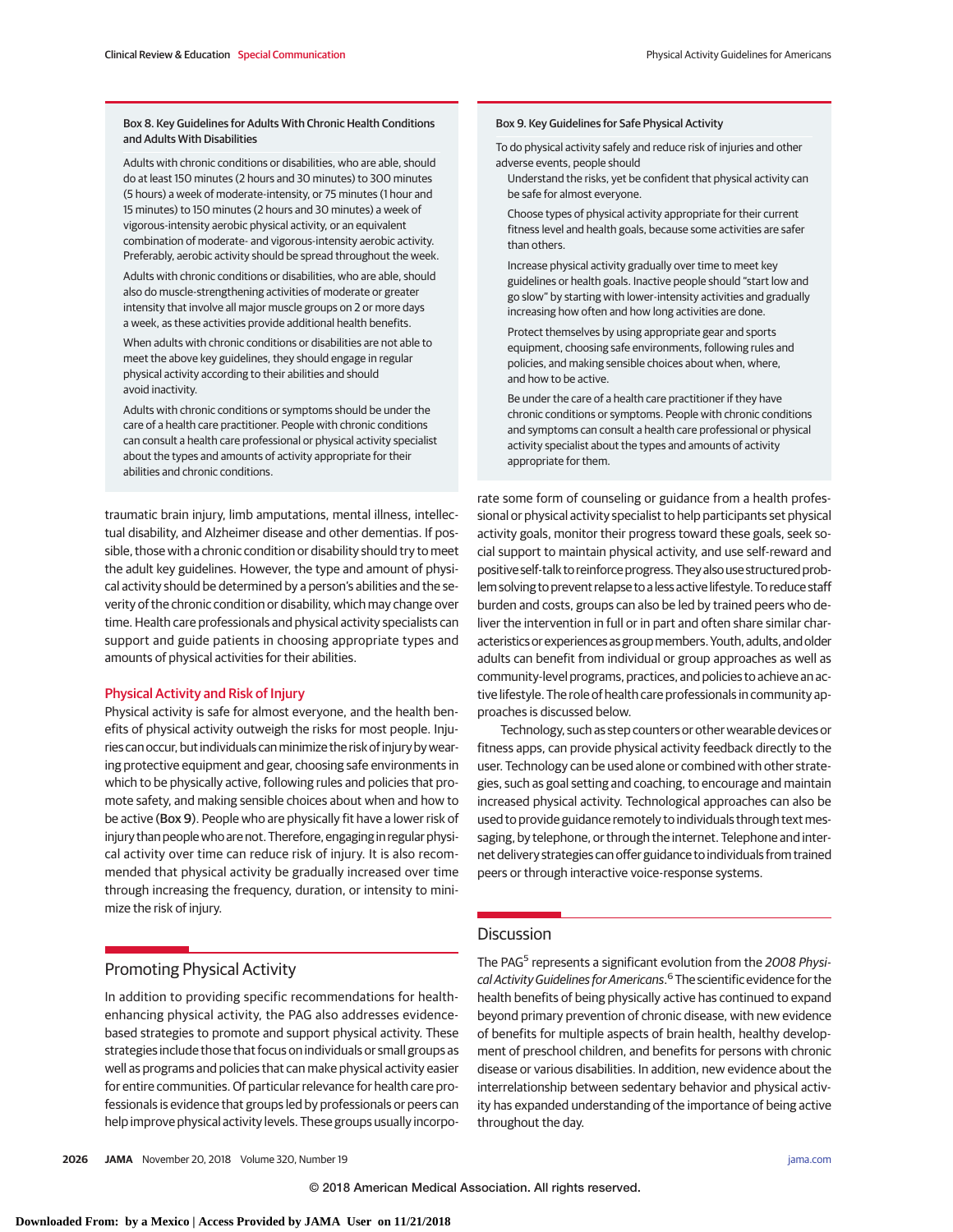**Box 8. Key Guidelines for Adults With Chronic Health Conditions and Adults With Disabilities**

Adults with chronic conditions or disabilities, who are able, should do at least 150 minutes (2 hours and 30 minutes) to 300 minutes (5 hours) a week of moderate-intensity, or 75 minutes (1 hour and 15 minutes) to 150 minutes (2 hours and 30 minutes) a week of vigorous-intensity aerobic physical activity, or an equivalent combination of moderate- and vigorous-intensity aerobic activity. Preferably, aerobic activity should be spread throughout the week.

Adults with chronic conditions or disabilities, who are able, should also do muscle-strengthening activities of moderate or greater intensity that involve all major muscle groups on 2 or more days a week, as these activities provide additional health benefits.

When adults with chronic conditions or disabilities are not able to meet the above key guidelines, they should engage in regular physical activity according to their abilities and should avoid inactivity.

Adults with chronic conditions or symptoms should be under the care of a health care practitioner. People with chronic conditions can consult a health care professional or physical activity specialist about the types and amounts of activity appropriate for their abilities and chronic conditions.

**Box 9. Key Guidelines for Safe Physical Activity**

To do physical activity safely and reduce risk of injuries and other adverse events, people should

- Understand the risks, yet be confident that physical activity can be safe for almost everyone.
- Choose types of physical activity appropriate for their current fitness level and health goals, because some activities are safer than others.
- Increase physical activity gradually over time to meet key guidelines or health goals. Inactive people should "start low and go slow" by starting with lower-intensity activities and gradually increasing how often and how long activities are done.
- Protect themselves by using appropriate gear and sports equipment, choosing safe environments, following rules and policies, and making sensible choices about when, where, and how to be active.
- Be under the care of a health care practitioner if they have chronic conditions or symptoms. People with chronic conditions and symptoms can consult a health care professional or physical activity specialist about the types and amounts of activity appropriate for them.

traumatic brain injury, limb amputations, mental illness, intellectual disability, and Alzheimer disease and other dementias. If possible, those with a chronic condition or disability should try to meet the adult key guidelines. However, the type and amount of physical activity should be determined by a person's abilities and the severity of the chronic condition or disability, which may change over time. Health care professionals and physical activity specialists can support and guide patients in choosing appropriate types and amounts of physical activities for their abilities.

### Physical Activity and Risk of Injury

Physical activity is safe for almost everyone, and the health benefits of physical activity outweigh the risks for most people. Injuries can occur, but individuals can minimize the risk of injury by wearing protective equipment and gear, choosing safe environments in which to be physically active, following rules and policies that promote safety, and making sensible choices about when and how to be active (Box 9). People who are physically fit have a lower risk of injury than people who are not. Therefore, engaging in regular physical activity over time can reduce risk of injury. It is also recommended that physical activity be gradually increased over time through increasing the frequency, duration, or intensity to minimize the risk of injury.

## Promoting Physical Activity

In addition to providing specific recommendations for health-enhancing physical activity, the PAG also addresses evidence-based strategies to promote and support physical activity. These strategies include those that focus on individuals or small groups as well as programs and policies that can make physical activity easier for entire communities. Of particular relevance for health care professionals is evidence that groups led by professionals or peers can help improve physical activity levels. These groups usually incorporate some form of counseling or guidance from a health professional or physical activity specialist to help participants set physical activity goals, monitor their progress toward these goals, seek social support to maintain physical activity, and use self-reward and positive self-talk to reinforce progress. They also use structured problem solving to prevent relapse to a less active lifestyle. To reduce staff burden and costs, groups can also be led by trained peers who deliver the intervention in full or in part and often share similar characteristics or experiences as group members. Youth, adults, and older adults can benefit from individual or group approaches as well as community-level programs, practices, and policies to achieve an active lifestyle. The role of health care professionals in community approaches is discussed below.

Technology, such as step counters or other wearable devices or fitness apps, can provide physical activity feedback directly to the user. Technology can be used alone or combined with other strategies, such as goal setting and coaching, to encourage and maintain increased physical activity. Technological approaches can also be used to provide guidance remotely to individuals through text messaging, by telephone, or through the internet. Telephone and internet delivery strategies can offer guidance to individuals from trained peers or through interactive voice-response systems.

## Discussion

The PAG[5] represents a significant evolution from the *2008 Physical Activity Guidelines for Americans*.[6] The scientific evidence for the health benefits of being physically active has continued to expand beyond primary prevention of chronic disease, with new evidence of benefits for multiple aspects of brain health, healthy development of preschool children, and benefits for persons with chronic disease or various disabilities. In addition, new evidence about the interrelationship between sedentary behavior and physical activity has expanded understanding of the importance of being active throughout the day.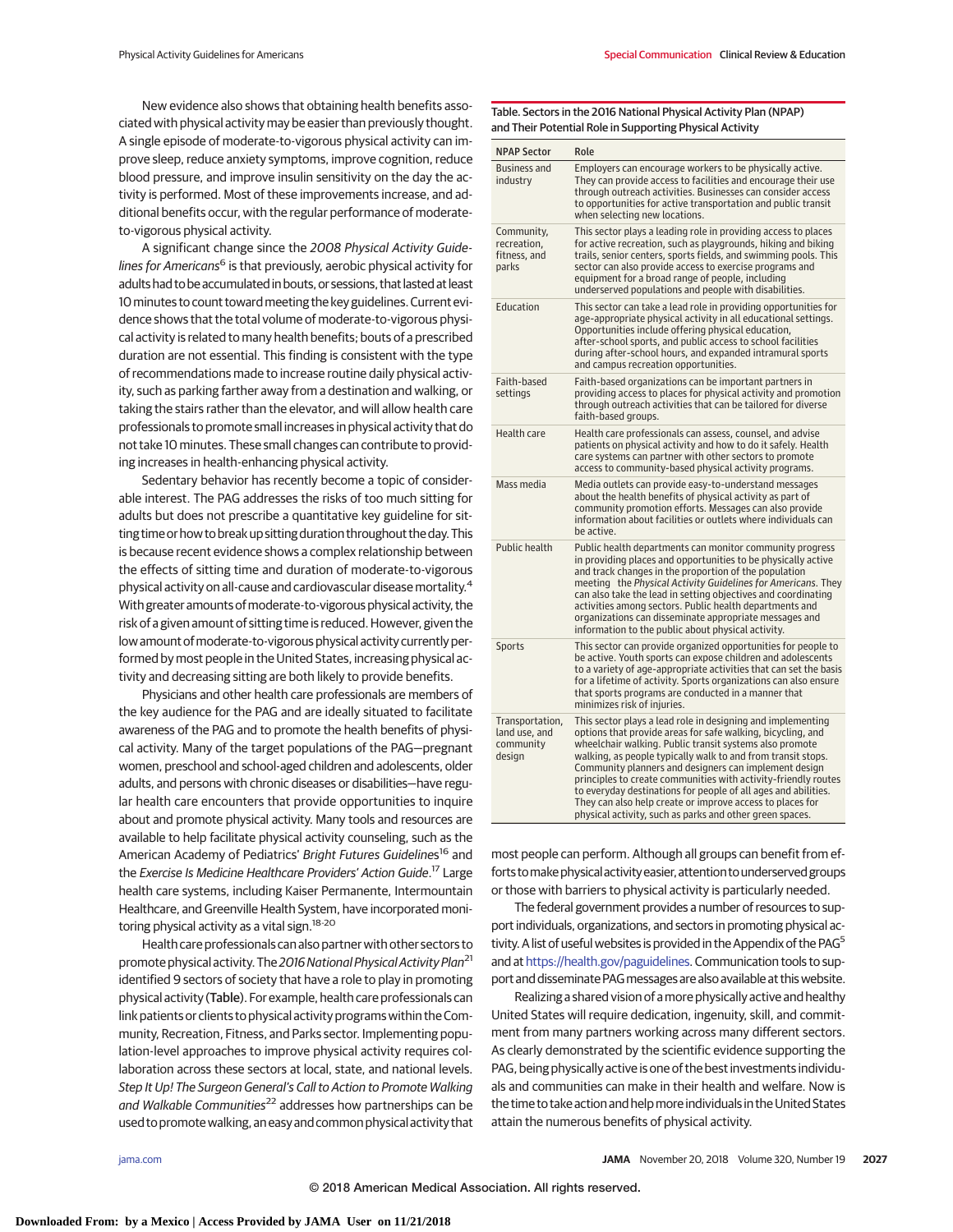New evidence also shows that obtaining health benefits associated with physical activity may be easier than previously thought. A single episode of moderate-to-vigorous physical activity can improve sleep, reduce anxiety symptoms, improve cognition, reduce blood pressure, and improve insulin sensitivity on the day the activity is performed. Most of these improvements increase, and additional benefits occur, with the regular performance of moderate-to-vigorous physical activity.

A significant change since the *2008 Physical Activity Guidelines for Americans*[6] is that previously, aerobic physical activity for adults had to be accumulated in bouts, or sessions, that lasted at least 10 minutes toward meeting the key guidelines. Current evidence shows that the total volume of moderate-to-vigorous physical activity is related to many health benefits; bouts of a prescribed duration are not essential. This finding is consistent with the type of recommendations made to increase routine daily physical activity, such as parking farther away from a destination and walking, or taking the stairs rather than the elevator, and will allow health care professionals to promote small increases in physical activity that do not take 10 minutes. These small changes can contribute to providing increases in health-enhancing physical activity.

Sedentary behavior has recently become a topic of considerable interest. The PAG addresses the risks of too much sitting for adults but does not prescribe a quantitative key guideline for sitting time or how to break up sitting duration throughout the day. This is because recent evidence shows a complex relationship between the effects of sitting time and duration of moderate-to-vigorous physical activity on all-cause and cardiovascular disease mortality.[4] With greater amounts of moderate-to-vigorous physical activity, the risk of a given amount of sitting time is reduced. However, given the low amount of moderate-to-vigorous physical activity currently performed by most people in the United States, increasing physical activity and decreasing sitting are both likely to provide benefits.

Physicians and other health care professionals are members of the key audience for the PAG and are ideally situated to facilitate awareness of the PAG and to promote the health benefits of physical activity. Many of the target populations of the PAG—pregnant women, preschool and school-aged children and adolescents, older adults, and persons with chronic diseases or disabilities—have regular health care encounters that provide opportunities to inquire about and promote physical activity. Many tools and resources are available to help facilitate physical activity counseling, such as the American Academy of Pediatrics' *Bright Futures Guidelines*[16] and the *Exercise Is Medicine Healthcare Providers' Action Guide*.[17] Large health care systems, including Kaiser Permanente, Intermountain Healthcare, and Greenville Health System, have incorporated monitoring physical activity as a vital sign.[18-20]

Health care professionals can also partner with other sectors to promote physical activity. The *2016 National Physical Activity Plan*[21] identified 9 sectors of society that have a role to play in promoting physical activity (**Table**). For example, health care professionals can link patients or clients to physical activity programs within the Community, Recreation, Fitness, and Parks sector. Implementing population-level approaches to improve physical activity requires collaboration across these sectors at local, state, and national levels. *Step It Up! The Surgeon General's Call to Action to Promote Walking and Walkable Communities*[22] addresses how partnerships can be used to promote walking, an easy and common physical activity that most people can perform. Although all groups can benefit from efforts to make physical activity easier, attention to underserved groups or those with barriers to physical activity is particularly needed.

**Table. Sectors in the 2016 National Physical Activity Plan (NPAP) and Their Potential Role in Supporting Physical Activity**

| NPAP Sector | Role |
|---|---|
| Business and industry | Employers can encourage workers to be physically active. They can provide access to facilities and encourage their use through outreach activities. Businesses can consider access to opportunities for active transportation and public transit when selecting new locations. |
| Community, recreation, fitness, and parks | This sector plays a leading role in providing access to places for active recreation, such as playgrounds, hiking and biking trails, senior centers, sports fields, and swimming pools. This sector can also provide access to exercise programs and equipment for a broad range of people, including underserved populations and people with disabilities. |
| Education | This sector can take a lead role in providing opportunities for age-appropriate physical activity in all educational settings. Opportunities include offering physical education, after-school sports, and public access to school facilities during after-school hours, and expanded intramural sports and campus recreation opportunities. |
| Faith-based settings | Faith-based organizations can be important partners in providing access to places for physical activity and promotion through outreach activities that can be tailored for diverse faith-based groups. |
| Health care | Health care professionals can assess, counsel, and advise patients on physical activity and how to do it safely. Health care systems can partner with other sectors to promote access to community-based physical activity programs. |
| Mass media | Media outlets can provide easy-to-understand messages about the health benefits of physical activity as part of community promotion efforts. Messages can also provide information about facilities or outlets where individuals can be active. |
| Public health | Public health departments can monitor community progress in providing places and opportunities to be physically active and track changes in the proportion of the population meeting the *Physical Activity Guidelines for Americans*. They can also take the lead in setting objectives and coordinating activities among sectors. Public health departments and organizations can disseminate appropriate messages and information to the public about physical activity. |
| Sports | This sector can provide organized opportunities for people to be active. Youth sports can expose children and adolescents to a variety of age-appropriate activities that can set the basis for a lifetime of activity. Sports organizations can also ensure that sports programs are conducted in a manner that minimizes risk of injuries. |
| Transportation, land use, and community design | This sector plays a lead role in designing and implementing options that provide areas for safe walking, bicycling, and wheelchair walking. Public transit systems also promote walking, as people typically walk to and from transit stops. Community planners and designers can implement design principles to create communities with activity-friendly routes to everyday destinations for people of all ages and abilities. They can also help create or improve access to places for physical activity, such as parks and other green spaces. |

The federal government provides a number of resources to support individuals, organizations, and sectors in promoting physical activity. A list of useful websites is provided in the Appendix of the PAG[5] and at https://health.gov/paguidelines. Communication tools to support and disseminate PAG messages are also available at this website.

Realizing a shared vision of a more physically active and healthy United States will require dedication, ingenuity, skill, and commitment from many partners working across many different sectors. As clearly demonstrated by the scientific evidence supporting the PAG, being physically active is one of the best investments individuals and communities can make in their health and welfare. Now is the time to take action and help more individuals in the United States attain the numerous benefits of physical activity.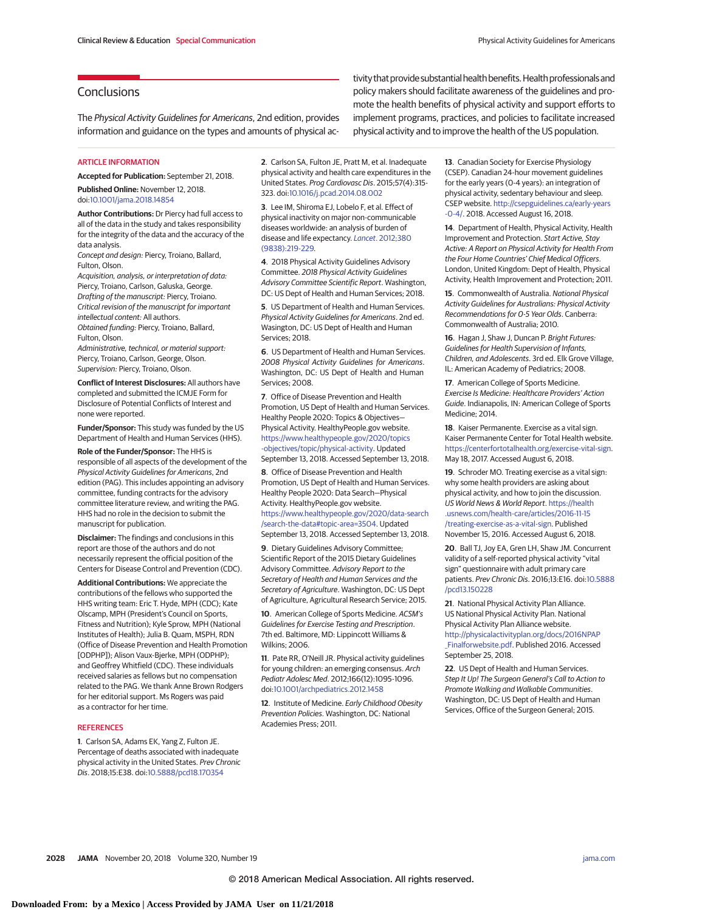## Conclusions

The *Physical Activity Guidelines for Americans*, 2nd edition, provides information and guidance on the types and amounts of physical activity that provide substantial health benefits. Health professionals and policy makers should facilitate awareness of the guidelines and promote the health benefits of physical activity and support efforts to implement programs, practices, and policies to facilitate increased physical activity and to improve the health of the US population.

### ARTICLE INFORMATION

**Accepted for Publication:** September 21, 2018.

**Published Online:** November 12, 2018. doi:10.1001/jama.2018.14854

**Author Contributions:** Dr Piercy had full access to all of the data in the study and takes responsibility for the integrity of the data and the accuracy of the data analysis.
*Concept and design:* Piercy, Troiano, Ballard, Fulton, Olson.
*Acquisition, analysis, or interpretation of data:* Piercy, Troiano, Carlson, Galuska, George.
*Drafting of the manuscript:* Piercy, Troiano.
*Critical revision of the manuscript for important intellectual content:* All authors.
*Obtained funding:* Piercy, Troiano, Ballard, Fulton, Olson.
*Administrative, technical, or material support:* Piercy, Troiano, Carlson, George, Olson.
*Supervision:* Piercy, Troiano, Olson.

**Conflict of Interest Disclosures:** All authors have completed and submitted the ICMJE Form for Disclosure of Potential Conflicts of Interest and none were reported.

**Funder/Sponsor:** This study was funded by the US Department of Health and Human Services (HHS).

**Role of the Funder/Sponsor:** The HHS is responsible of all aspects of the development of the *Physical Activity Guidelines for Americans*, 2nd edition (PAG). This includes appointing an advisory committee, funding contracts for the advisory committee literature review, and writing the PAG. HHS had no role in the decision to submit the manuscript for publication.

**Disclaimer:** The findings and conclusions in this report are those of the authors and do not necessarily represent the official position of the Centers for Disease Control and Prevention (CDC).

**Additional Contributions:** We appreciate the contributions of the fellows who supported the HHS writing team: Eric T. Hyde, MPH (CDC); Kate Olscamp, MPH (President's Council on Sports, Fitness and Nutrition); Kyle Sprow, MPH (National Institutes of Health); Julia B. Quam, MSPH, RDN (Office of Disease Prevention and Health Promotion [ODPHP]); Alison Vaux-Bjerke, MPH (ODPHP); and Geoffrey Whitfield (CDC). These individuals received salaries as fellows but no compensation related to the PAG. We thank Anne Brown Rodgers for her editorial support. Ms Rogers was paid as a contractor for her time.

### REFERENCES

1. Carlson SA, Adams EK, Yang Z, Fulton JE. Percentage of deaths associated with inadequate physical activity in the United States. *Prev Chronic Dis*. 2018;15:E38. doi:10.5888/pcd18.170354

2. Carlson SA, Fulton JE, Pratt M, et al. Inadequate physical activity and health care expenditures in the United States. *Prog Cardiovasc Dis*. 2015;57(4):315-323. doi:10.1016/j.pcad.2014.08.002

3. Lee IM, Shiroma EJ, Lobelo F, et al. Effect of physical inactivity on major non-communicable diseases worldwide: an analysis of burden of disease and life expectancy. *Lancet*. 2012;380(9838):219-229.

4. 2018 Physical Activity Guidelines Advisory Committee. *2018 Physical Activity Guidelines Advisory Committee Scientific Report*. Washington, DC: US Dept of Health and Human Services; 2018.

5. US Department of Health and Human Services. *Physical Activity Guidelines for Americans*. 2nd ed. Wasgington, DC: US Dept of Health and Human Services; 2018.

6. US Department of Health and Human Services. *2008 Physical Activity Guidelines for Americans*. Washington, DC: US Dept of Health and Human Services; 2008.

7. Office of Disease Prevention and Health Promotion, US Dept of Health and Human Services. Healthy People 2020: Topics & Objectives—Physical Activity. HealthyPeople.gov website. https://www.healthypeople.gov/2020/topics-objectives/topic/physical-activity. Updated September 13, 2018. Accessed September 13, 2018.

8. Office of Disease Prevention and Health Promotion, US Dept of Health and Human Services. Healthy People 2020: Data Search—Physical Activity. HealthyPeople.gov website. https://www.healthypeople.gov/2020/data-search/search-the-data#topic-area=3504. Updated September 13, 2018. Accessed September 13, 2018.

9. Dietary Guidelines Advisory Committee; Scientific Report of the 2015 Dietary Guidelines Advisory Committee. *Advisory Report to the Secretary of Health and Human Services and the Secretary of Agriculture*. Washington, DC: US Dept of Agriculture, Agricultural Research Service; 2015.

10. American College of Sports Medicine. *ACSM's Guidelines for Exercise Testing and Prescription*. 7th ed. Baltimore, MD: Lippincott Williams & Wilkins; 2006.

11. Pate RR, O'Neill JR. Physical activity guidelines for young children: an emerging consensus. *Arch Pediatr Adolesc Med*. 2012;166(12):1095-1096. doi:10.1001/archpediatrics.2012.1458

12. Institute of Medicine. *Early Childhood Obesity Prevention Policies*. Washington, DC: National Academies Press; 2011.

13. Canadian Society for Exercise Physiology (CSEP). Canadian 24-hour movement guidelines for the early years (0-4 years): an integration of physical activity, sedentary behaviour and sleep. CSEP website. http://csepguidelines.ca/early-years-0-4/. 2018. Accessed August 16, 2018.

14. Department of Health, Physical Activity, Health Improvement and Protection. *Start Active, Stay Active: A Report on Physical Activity for Health From the Four Home Countries' Chief Medical Officers*. London, United Kingdom: Dept of Health, Physical Activity, Health Improvement and Protection; 2011.

15. Commonwealth of Australia. *National Physical Activity Guidelines for Australians: Physical Activity Recommendations for 0-5 Year Olds*. Canberra: Commonwealth of Australia; 2010.

16. Hagan J, Shaw J, Duncan P. *Bright Futures: Guidelines for Health Supervision of Infants, Children, and Adolescents*. 3rd ed. Elk Grove Village, IL: American Academy of Pediatrics; 2008.

17. American College of Sports Medicine. *Exercise Is Medicine: Healthcare Providers' Action Guide*. Indianapolis, IN: American College of Sports Medicine; 2014.

18. Kaiser Permanente. Exercise as a vital sign. Kaiser Permanente Center for Total Health website. https://centerfortotalhealth.org/exercise-vital-sign. May 18, 2017. Accessed August 6, 2018.

19. Schroder MO. Treating exercise as a vital sign: why some health providers are asking about physical activity, and how to join the discussion. *US World News & World Report*. https://health.usnews.com/health-care/articles/2016-11-15/treating-exercise-as-a-vital-sign. Published November 15, 2016. Accessed August 6, 2018.

20. Ball TJ, Joy EA, Gren LH, Shaw JM. Concurrent validity of a self-reported physical activity "vital sign" questionnaire with adult primary care patients. *Prev Chronic Dis*. 2016;13:E16. doi:10.5888/pcd13.150228

21. National Physical Activity Plan Alliance. US National Physical Activity Plan. National Physical Activity Plan Alliance website. http://physicalactivityplan.org/docs/2016NPAP_Finalforwebsite.pdf. Published 2016. Accessed September 25, 2018.

22. US Dept of Health and Human Services. *Step It Up! The Surgeon General's Call to Action to Promote Walking and Walkable Communities*. Washington, DC: US Dept of Health and Human Services, Office of the Surgeon General; 2015.